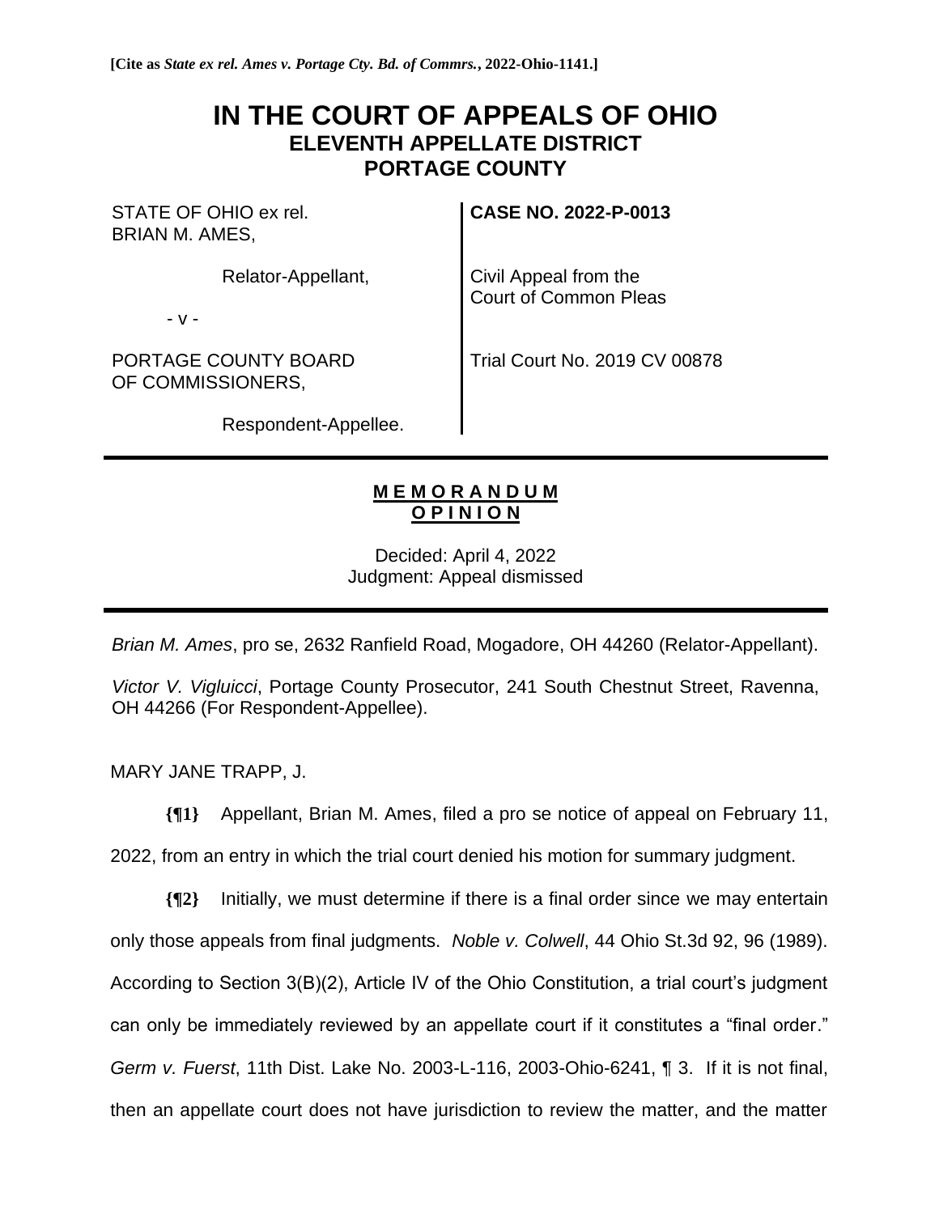**[Cite as *State ex rel. Ames v. Portage Cty. Bd. of Commrs.*, 2022-Ohio-1141.]**

# IN THE COURT OF APPEALS OF OHIO
## ELEVENTH APPELLATE DISTRICT
## PORTAGE COUNTY

| | |
|---|---|
| STATE OF OHIO ex rel. BRIAN M. AMES, | **CASE NO. 2022-P-0013** |
| Relator-Appellant, | Civil Appeal from the Court of Common Pleas |
| - v - | |
| PORTAGE COUNTY BOARD OF COMMISSIONERS, | Trial Court No. 2019 CV 00878 |
| Respondent-Appellee. | |

---

**M E M O R A N D U M**
**O P I N I O N**

Decided: April 4, 2022
Judgment: Appeal dismissed

---

*Brian M. Ames*, pro se, 2632 Ranfield Road, Mogadore, OH 44260 (Relator-Appellant).

*Victor V. Vigluicci*, Portage County Prosecutor, 241 South Chestnut Street, Ravenna, OH 44266 (For Respondent-Appellee).

MARY JANE TRAPP, J.

**{¶1}** Appellant, Brian M. Ames, filed a pro se notice of appeal on February 11, 2022, from an entry in which the trial court denied his motion for summary judgment.

**{¶2}** Initially, we must determine if there is a final order since we may entertain only those appeals from final judgments. *Noble v. Colwell*, 44 Ohio St.3d 92, 96 (1989). According to Section 3(B)(2), Article IV of the Ohio Constitution, a trial court's judgment can only be immediately reviewed by an appellate court if it constitutes a "final order." *Germ v. Fuerst*, 11th Dist. Lake No. 2003-L-116, 2003-Ohio-6241, ¶ 3. If it is not final, then an appellate court does not have jurisdiction to review the matter, and the matter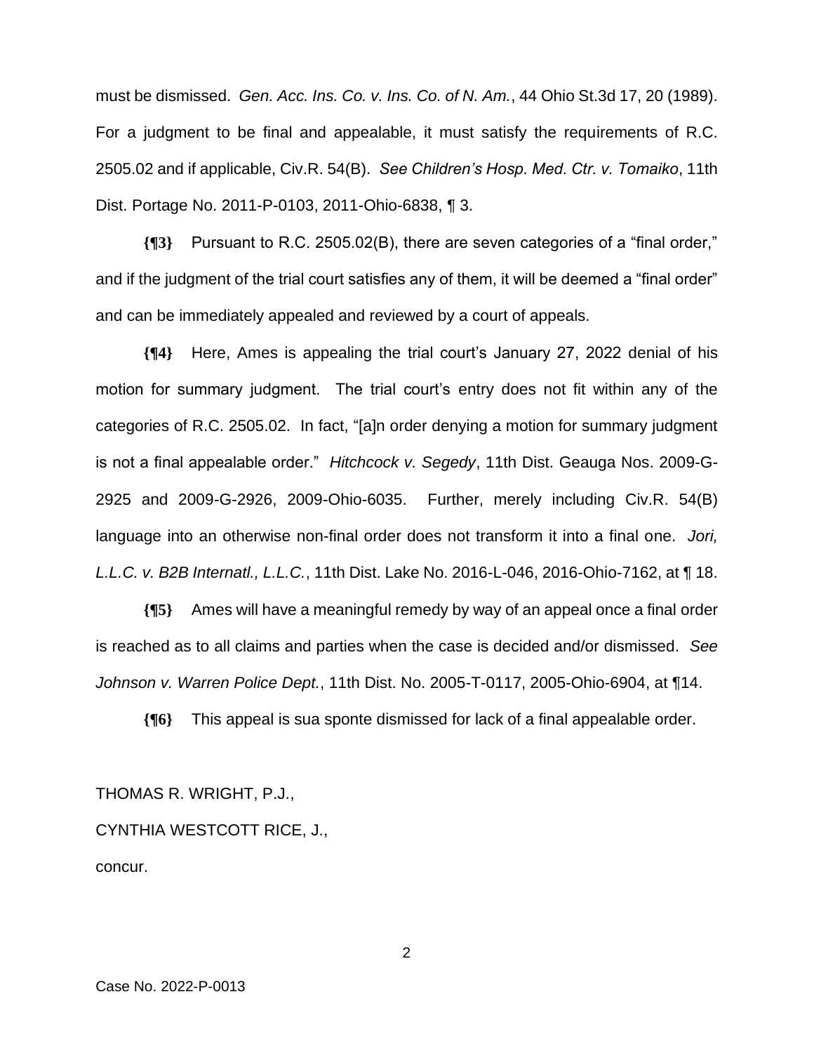must be dismissed. *Gen. Acc. Ins. Co. v. Ins. Co. of N. Am.*, 44 Ohio St.3d 17, 20 (1989). For a judgment to be final and appealable, it must satisfy the requirements of R.C. 2505.02 and if applicable, Civ.R. 54(B). *See Children's Hosp. Med. Ctr. v. Tomaiko*, 11th Dist. Portage No. 2011-P-0103, 2011-Ohio-6838, ¶ 3.

**{¶3}** Pursuant to R.C. 2505.02(B), there are seven categories of a "final order," and if the judgment of the trial court satisfies any of them, it will be deemed a "final order" and can be immediately appealed and reviewed by a court of appeals.

**{¶4}** Here, Ames is appealing the trial court's January 27, 2022 denial of his motion for summary judgment. The trial court's entry does not fit within any of the categories of R.C. 2505.02. In fact, "[a]n order denying a motion for summary judgment is not a final appealable order." *Hitchcock v. Segedy*, 11th Dist. Geauga Nos. 2009-G-2925 and 2009-G-2926, 2009-Ohio-6035. Further, merely including Civ.R. 54(B) language into an otherwise non-final order does not transform it into a final one. *Jori, L.L.C. v. B2B Internatl., L.L.C.*, 11th Dist. Lake No. 2016-L-046, 2016-Ohio-7162, at ¶ 18.

**{¶5}** Ames will have a meaningful remedy by way of an appeal once a final order is reached as to all claims and parties when the case is decided and/or dismissed. *See Johnson v. Warren Police Dept.*, 11th Dist. No. 2005-T-0117, 2005-Ohio-6904, at ¶14.

**{¶6}** This appeal is sua sponte dismissed for lack of a final appealable order.

THOMAS R. WRIGHT, P.J.,

CYNTHIA WESTCOTT RICE, J.,

concur.